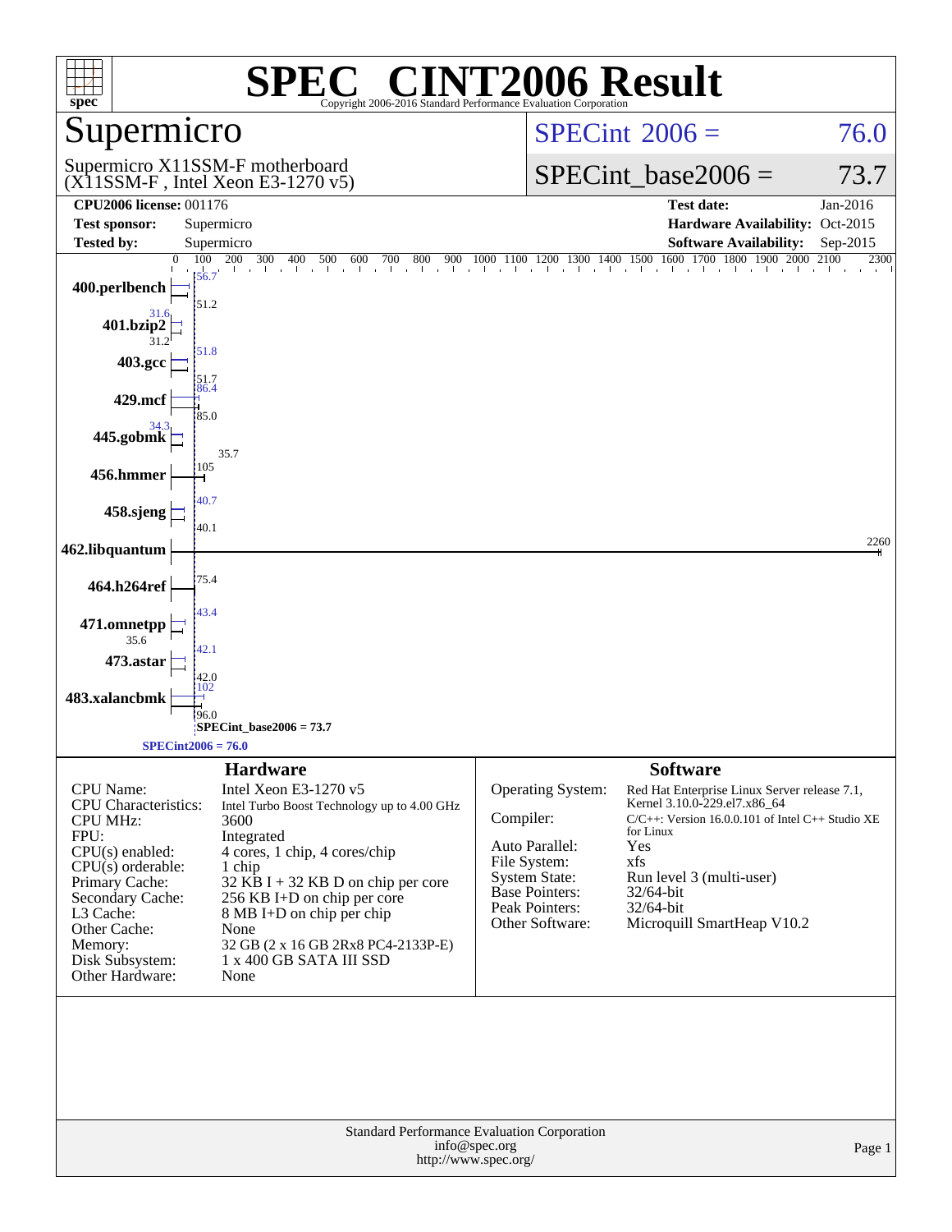# SPEC® CINT2006 Result

Copyright 2006-2016 Standard Performance Evaluation Corporation

## Supermicro

Supermicro X11SSM-F motherboard (X11SSM-F , Intel Xeon E3-1270 v5)

SPECint 2006 = 76.0

SPECint_base2006 = 73.7

| | | | |
|---|---|---|---|
| **CPU2006 license:** 001176 | | **Test date:** | Jan-2016 |
| **Test sponsor:** | Supermicro | **Hardware Availability:** | Oct-2015 |
| **Tested by:** | Supermicro | **Software Availability:** | Sep-2015 |

| Benchmark | Peak | Base |
|---|---|---|
| 400.perlbench | 56.7 | 51.2 |
| 401.bzip2 | 31.6 | 31.2 |
| 403.gcc | 51.8 | 51.7 |
| 429.mcf | 86.4 | 85.0 |
| 445.gobmk | 34.3 | 35.7 |
| 456.hmmer | | 105 |
| 458.sjeng | 40.7 | 40.1 |
| 462.libquantum | | 2260 |
| 464.h264ref | | 75.4 |
| 471.omnetpp | 43.4 | 35.6 |
| 473.astar | 42.1 | 42.0 |
| 483.xalancbmk | 102 | 96.0 |

SPECint_base2006 = 73.7

SPECint2006 = 76.0

## Hardware

| | |
|---|---|
| CPU Name: | Intel Xeon E3-1270 v5 |
| CPU Characteristics: | Intel Turbo Boost Technology up to 4.00 GHz |
| CPU MHz: | 3600 |
| FPU: | Integrated |
| CPU(s) enabled: | 4 cores, 1 chip, 4 cores/chip |
| CPU(s) orderable: | 1 chip |
| Primary Cache: | 32 KB I + 32 KB D on chip per core |
| Secondary Cache: | 256 KB I+D on chip per core |
| L3 Cache: | 8 MB I+D on chip per chip |
| Other Cache: | None |
| Memory: | 32 GB (2 x 16 GB 2Rx8 PC4-2133P-E) |
| Disk Subsystem: | 1 x 400 GB SATA III SSD |
| Other Hardware: | None |

## Software

| | |
|---|---|
| Operating System: | Red Hat Enterprise Linux Server release 7.1, Kernel 3.10.0-229.el7.x86_64 |
| Compiler: | C/C++: Version 16.0.0.101 of Intel C++ Studio XE for Linux |
| Auto Parallel: | Yes |
| File System: | xfs |
| System State: | Run level 3 (multi-user) |
| Base Pointers: | 32/64-bit |
| Peak Pointers: | 32/64-bit |
| Other Software: | Microquill SmartHeap V10.2 |

Standard Performance Evaluation Corporation
info@spec.org
http://www.spec.org/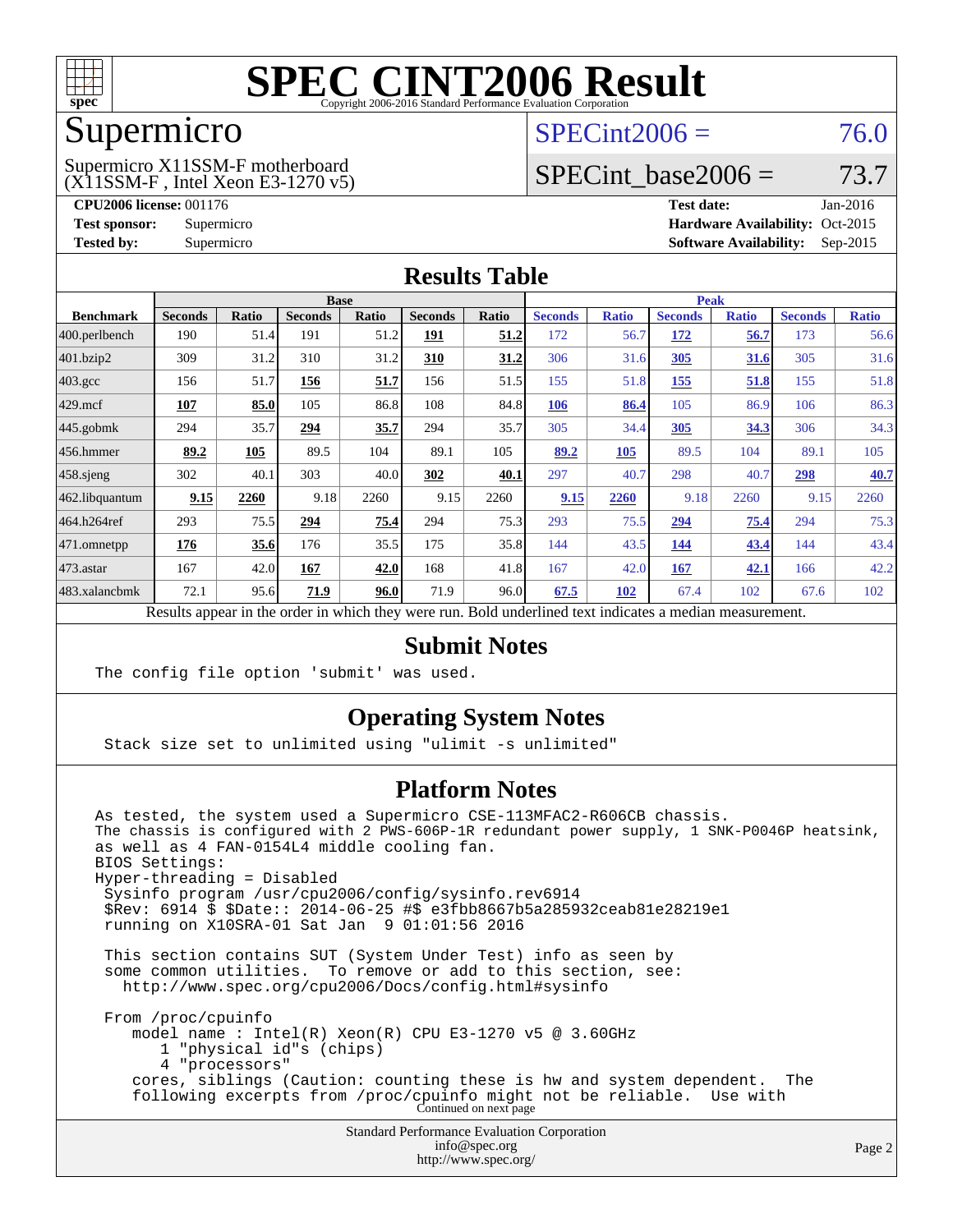# SPEC CINT2006 Result

Copyright 2006-2016 Standard Performance Evaluation Corporation

## Supermicro

Supermicro X11SSM-F motherboard
(X11SSM-F , Intel Xeon E3-1270 v5)

SPECint2006 = 76.0

SPECint_base2006 = 73.7

**CPU2006 license:** 001176
**Test sponsor:** Supermicro
**Tested by:** Supermicro

**Test date:** Jan-2016
**Hardware Availability:** Oct-2015
**Software Availability:** Sep-2015

## Results Table

| Benchmark | Base | | | | | | Peak | | | | | |
|---|---|---|---|---|---|---|---|---|---|---|---|---|
| | Seconds | Ratio | Seconds | Ratio | Seconds | Ratio | Seconds | Ratio | Seconds | Ratio | Seconds | Ratio |
| 400.perlbench | 190 | 51.4 | 191 | 51.2 | **191** | **51.2** | 172 | 56.7 | **172** | **56.7** | 173 | 56.6 |
| 401.bzip2 | 309 | 31.2 | 310 | 31.2 | **310** | **31.2** | 306 | 31.6 | **305** | **31.6** | 305 | 31.6 |
| 403.gcc | 156 | 51.7 | **156** | **51.7** | 156 | 51.5 | 155 | 51.8 | **155** | **51.8** | 155 | 51.8 |
| 429.mcf | **107** | **85.0** | 105 | 86.8 | 108 | 84.8 | **106** | **86.4** | 105 | 86.9 | 106 | 86.3 |
| 445.gobmk | 294 | 35.7 | **294** | **35.7** | 294 | 35.7 | 305 | 34.4 | **305** | **34.3** | 306 | 34.3 |
| 456.hmmer | **89.2** | **105** | 89.5 | 104 | 89.1 | 105 | **89.2** | **105** | 89.5 | 104 | 89.1 | 105 |
| 458.sjeng | 302 | 40.1 | 303 | 40.0 | **302** | **40.1** | 297 | 40.7 | 298 | 40.7 | **298** | **40.7** |
| 462.libquantum | **9.15** | **2260** | 9.18 | 2260 | 9.15 | 2260 | **9.15** | **2260** | 9.18 | 2260 | 9.15 | 2260 |
| 464.h264ref | 293 | 75.5 | **294** | **75.4** | 294 | 75.3 | 293 | 75.5 | **294** | **75.4** | 294 | 75.3 |
| 471.omnetpp | **176** | **35.6** | 176 | 35.5 | 175 | 35.8 | 144 | 43.5 | **144** | **43.4** | 144 | 43.4 |
| 473.astar | 167 | 42.0 | **167** | **42.0** | 168 | 41.8 | 167 | 42.0 | **167** | **42.1** | 166 | 42.2 |
| 483.xalancbmk | 72.1 | 95.6 | **71.9** | **96.0** | 71.9 | 96.0 | **67.5** | **102** | 67.4 | 102 | 67.6 | 102 |

Results appear in the order in which they were run. Bold underlined text indicates a median measurement.

## Submit Notes

```
The config file option 'submit' was used.
```

## Operating System Notes

```
Stack size set to unlimited using "ulimit -s unlimited"
```

## Platform Notes

```
As tested, the system used a Supermicro CSE-113MFAC2-R606CB chassis.
The chassis is configured with 2 PWS-606P-1R redundant power supply, 1 SNK-P0046P heatsink,
as well as 4 FAN-0154L4 middle cooling fan.
BIOS Settings:
Hyper-threading = Disabled
 Sysinfo program /usr/cpu2006/config/sysinfo.rev6914
 $Rev: 6914 $ $Date:: 2014-06-25 #$ e3fbb8667b5a285932ceab81e28219e1
 running on X10SRA-01 Sat Jan  9 01:01:56 2016

 This section contains SUT (System Under Test) info as seen by
 some common utilities.  To remove or add to this section, see:
   http://www.spec.org/cpu2006/Docs/config.html#sysinfo

 From /proc/cpuinfo
    model name : Intel(R) Xeon(R) CPU E3-1270 v5 @ 3.60GHz
       1 "physical id"s (chips)
       4 "processors"
    cores, siblings (Caution: counting these is hw and system dependent.  The
    following excerpts from /proc/cpuinfo might not be reliable.  Use with
```

Continued on next page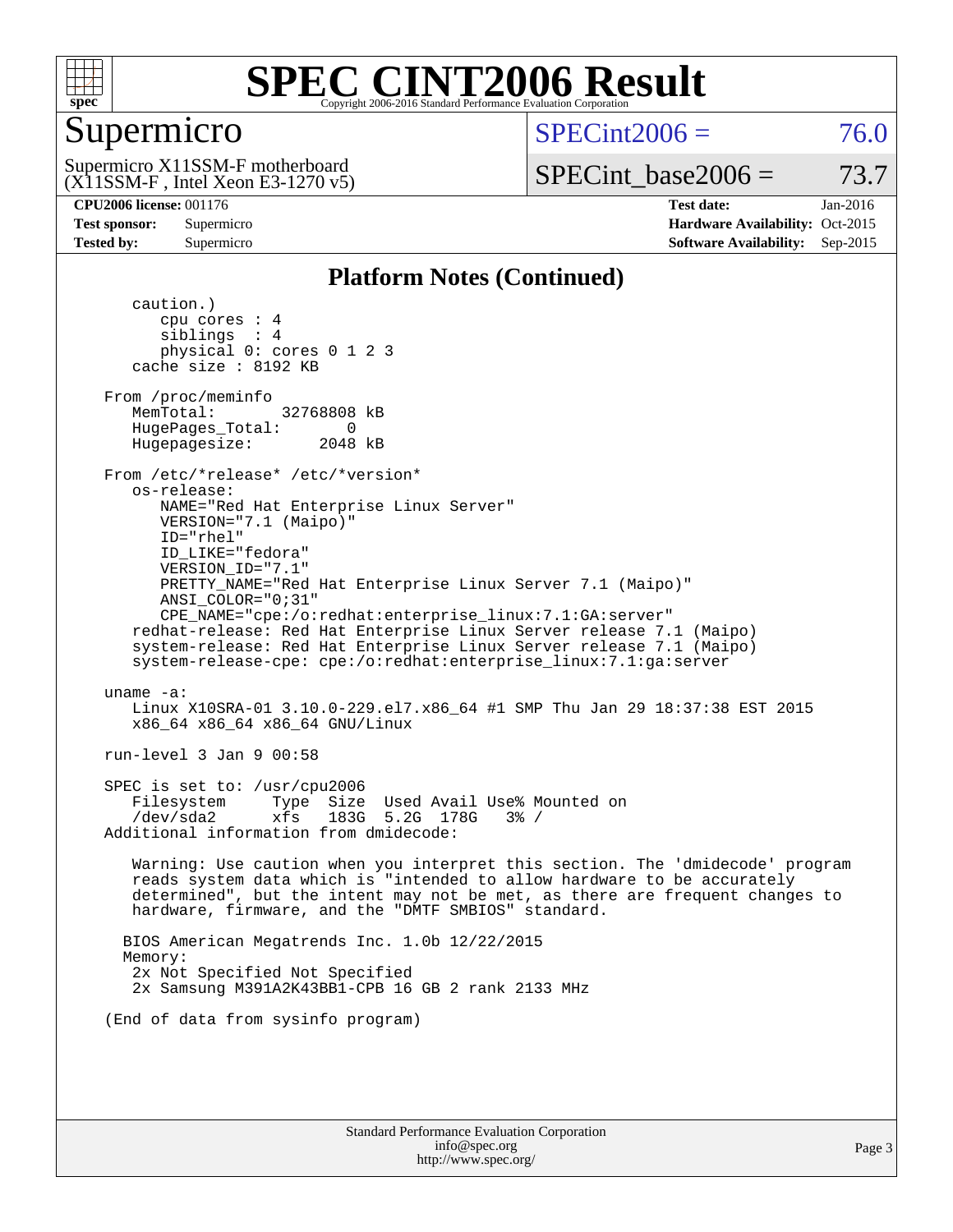## Platform Notes (Continued)

```
      caution.)
         cpu cores : 4
         siblings  : 4
         physical 0: cores 0 1 2 3
      cache size : 8192 KB

   From /proc/meminfo
      MemTotal:       32768808 kB
      HugePages_Total:       0
      Hugepagesize:       2048 kB

   From /etc/*release* /etc/*version*
      os-release:
         NAME="Red Hat Enterprise Linux Server"
         VERSION="7.1 (Maipo)"
         ID="rhel"
         ID_LIKE="fedora"
         VERSION_ID="7.1"
         PRETTY_NAME="Red Hat Enterprise Linux Server 7.1 (Maipo)"
         ANSI_COLOR="0;31"
         CPE_NAME="cpe:/o:redhat:enterprise_linux:7.1:GA:server"
      redhat-release: Red Hat Enterprise Linux Server release 7.1 (Maipo)
      system-release: Red Hat Enterprise Linux Server release 7.1 (Maipo)
      system-release-cpe: cpe:/o:redhat:enterprise_linux:7.1:ga:server

   uname -a:
      Linux X10SRA-01 3.10.0-229.el7.x86_64 #1 SMP Thu Jan 29 18:37:38 EST 2015
      x86_64 x86_64 x86_64 GNU/Linux

   run-level 3 Jan 9 00:58

   SPEC is set to: /usr/cpu2006
      Filesystem     Type  Size  Used Avail Use% Mounted on
      /dev/sda2      xfs   183G  5.2G  178G   3% /
   Additional information from dmidecode:

      Warning: Use caution when you interpret this section. The 'dmidecode' program
      reads system data which is "intended to allow hardware to be accurately
      determined", but the intent may not be met, as there are frequent changes to
      hardware, firmware, and the "DMTF SMBIOS" standard.

     BIOS American Megatrends Inc. 1.0b 12/22/2015
     Memory:
      2x Not Specified Not Specified
      2x Samsung M391A2K43BB1-CPB 16 GB 2 rank 2133 MHz

   (End of data from sysinfo program)
```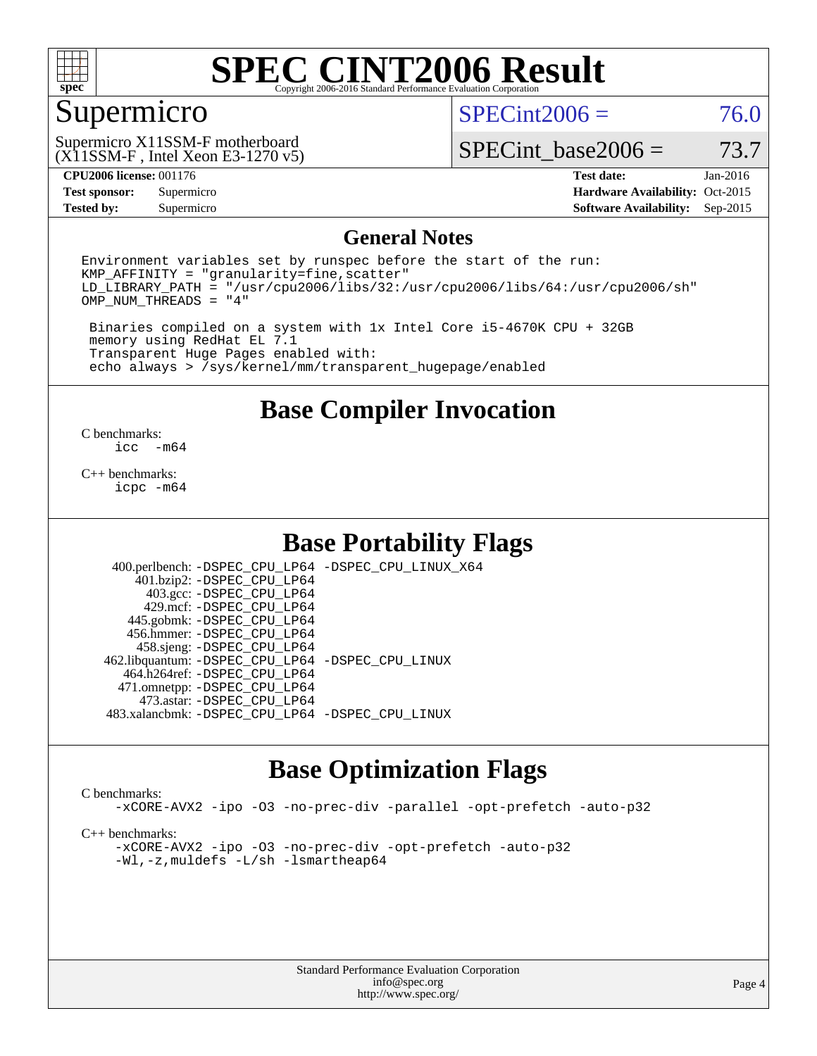# SPEC CINT2006 Result

Copyright 2006-2016 Standard Performance Evaluation Corporation

## Supermicro

Supermicro X11SSM-F motherboard
(X11SSM-F , Intel Xeon E3-1270 v5)

SPECint2006 = 76.0

SPECint_base2006 = 73.7

| | | | |
|---|---|---|---|
| **CPU2006 license:** | 001176 | **Test date:** | Jan-2016 |
| **Test sponsor:** | Supermicro | **Hardware Availability:** | Oct-2015 |
| **Tested by:** | Supermicro | **Software Availability:** | Sep-2015 |

## General Notes

```
Environment variables set by runspec before the start of the run:
KMP_AFFINITY = "granularity=fine,scatter"
LD_LIBRARY_PATH = "/usr/cpu2006/libs/32:/usr/cpu2006/libs/64:/usr/cpu2006/sh"
OMP_NUM_THREADS = "4"

 Binaries compiled on a system with 1x Intel Core i5-4670K CPU + 32GB
 memory using RedHat EL 7.1
 Transparent Huge Pages enabled with:
 echo always > /sys/kernel/mm/transparent_hugepage/enabled
```

## Base Compiler Invocation

C benchmarks:
```
icc  -m64
```

C++ benchmarks:
```
icpc -m64
```

## Base Portability Flags

| | |
|---|---|
| 400.perlbench: | -DSPEC_CPU_LP64 -DSPEC_CPU_LINUX_X64 |
| 401.bzip2: | -DSPEC_CPU_LP64 |
| 403.gcc: | -DSPEC_CPU_LP64 |
| 429.mcf: | -DSPEC_CPU_LP64 |
| 445.gobmk: | -DSPEC_CPU_LP64 |
| 456.hmmer: | -DSPEC_CPU_LP64 |
| 458.sjeng: | -DSPEC_CPU_LP64 |
| 462.libquantum: | -DSPEC_CPU_LP64 -DSPEC_CPU_LINUX |
| 464.h264ref: | -DSPEC_CPU_LP64 |
| 471.omnetpp: | -DSPEC_CPU_LP64 |
| 473.astar: | -DSPEC_CPU_LP64 |
| 483.xalancbmk: | -DSPEC_CPU_LP64 -DSPEC_CPU_LINUX |

## Base Optimization Flags

C benchmarks:
```
-xCORE-AVX2 -ipo -O3 -no-prec-div -parallel -opt-prefetch -auto-p32
```

C++ benchmarks:
```
-xCORE-AVX2 -ipo -O3 -no-prec-div -opt-prefetch -auto-p32
-Wl,-z,muldefs -L/sh -lsmartheap64
```

Standard Performance Evaluation Corporation
info@spec.org
http://www.spec.org/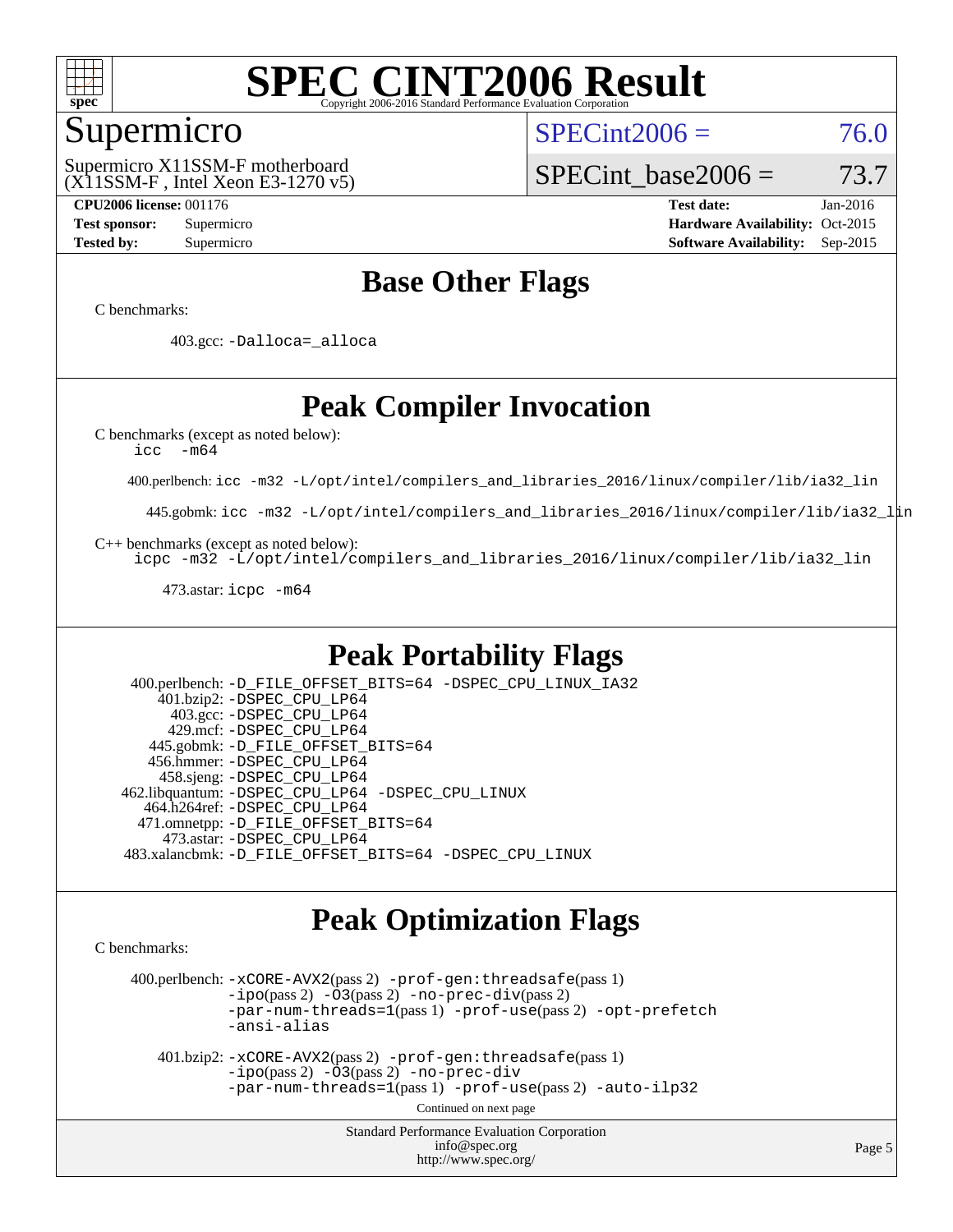# SPEC CINT2006 Result

Copyright 2006-2016 Standard Performance Evaluation Corporation

## Supermicro

Supermicro X11SSM-F motherboard
(X11SSM-F , Intel Xeon E3-1270 v5)

SPECint2006 = 76.0

SPECint_base2006 = 73.7

**CPU2006 license:** 001176
**Test sponsor:** Supermicro
**Tested by:** Supermicro

**Test date:** Jan-2016
**Hardware Availability:** Oct-2015
**Software Availability:** Sep-2015

## Base Other Flags

C benchmarks:

403.gcc: -Dalloca=_alloca

## Peak Compiler Invocation

C benchmarks (except as noted below):
icc -m64

400.perlbench: icc -m32 -L/opt/intel/compilers_and_libraries_2016/linux/compiler/lib/ia32_lin

445.gobmk: icc -m32 -L/opt/intel/compilers_and_libraries_2016/linux/compiler/lib/ia32_lin

C++ benchmarks (except as noted below):
icpc -m32 -L/opt/intel/compilers_and_libraries_2016/linux/compiler/lib/ia32_lin

473.astar: icpc -m64

## Peak Portability Flags

400.perlbench: -D_FILE_OFFSET_BITS=64 -DSPEC_CPU_LINUX_IA32
401.bzip2: -DSPEC_CPU_LP64
403.gcc: -DSPEC_CPU_LP64
429.mcf: -DSPEC_CPU_LP64
445.gobmk: -D_FILE_OFFSET_BITS=64
456.hmmer: -DSPEC_CPU_LP64
458.sjeng: -DSPEC_CPU_LP64
462.libquantum: -DSPEC_CPU_LP64 -DSPEC_CPU_LINUX
464.h264ref: -DSPEC_CPU_LP64
471.omnetpp: -D_FILE_OFFSET_BITS=64
473.astar: -DSPEC_CPU_LP64
483.xalancbmk: -D_FILE_OFFSET_BITS=64 -DSPEC_CPU_LINUX

## Peak Optimization Flags

C benchmarks:

400.perlbench: -xCORE-AVX2(pass 2) -prof-gen:threadsafe(pass 1) -ipo(pass 2) -O3(pass 2) -no-prec-div(pass 2) -par-num-threads=1(pass 1) -prof-use(pass 2) -opt-prefetch -ansi-alias

401.bzip2: -xCORE-AVX2(pass 2) -prof-gen:threadsafe(pass 1) -ipo(pass 2) -O3(pass 2) -no-prec-div -par-num-threads=1(pass 1) -prof-use(pass 2) -auto-ilp32

Continued on next page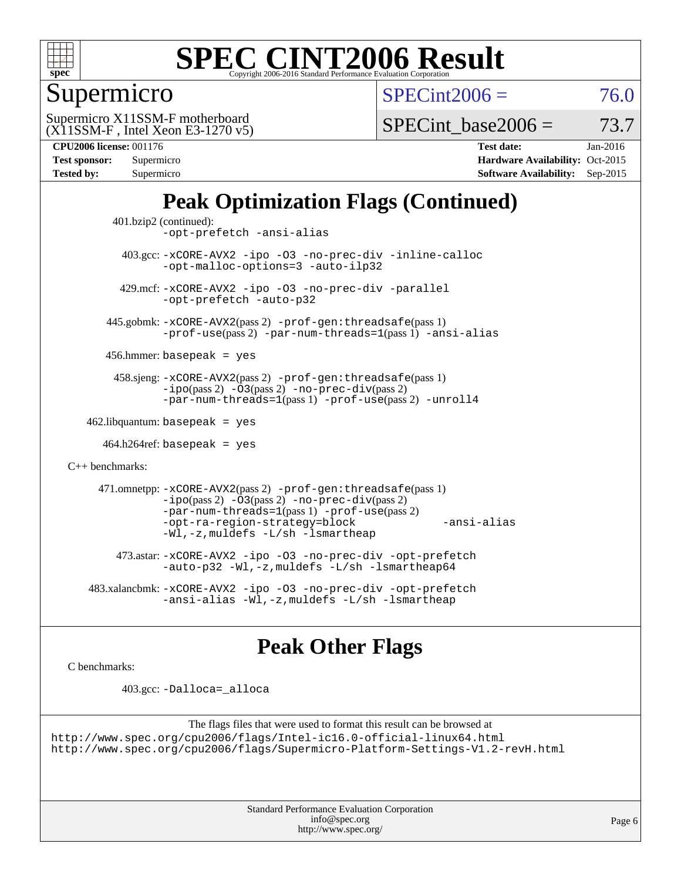# SPEC CINT2006 Result

Copyright 2006-2016 Standard Performance Evaluation Corporation

## Supermicro

Supermicro X11SSM-F motherboard
(X11SSM-F , Intel Xeon E3-1270 v5)

SPECint2006 = 76.0

SPECint_base2006 = 73.7

**CPU2006 license:** 001176
**Test sponsor:** Supermicro
**Tested by:** Supermicro

**Test date:** Jan-2016
**Hardware Availability:** Oct-2015
**Software Availability:** Sep-2015

## Peak Optimization Flags (Continued)

401.bzip2 (continued):
```
-opt-prefetch -ansi-alias
```

403.gcc:
```
-xCORE-AVX2 -ipo -O3 -no-prec-div -inline-calloc
-opt-malloc-options=3 -auto-ilp32
```

429.mcf:
```
-xCORE-AVX2 -ipo -O3 -no-prec-div -parallel
-opt-prefetch -auto-p32
```

445.gobmk: -xCORE-AVX2(pass 2) -prof-gen:threadsafe(pass 1) -prof-use(pass 2) -par-num-threads=1(pass 1) -ansi-alias

456.hmmer: basepeak = yes

458.sjeng: -xCORE-AVX2(pass 2) -prof-gen:threadsafe(pass 1) -ipo(pass 2) -O3(pass 2) -no-prec-div(pass 2) -par-num-threads=1(pass 1) -prof-use(pass 2) -unroll4

462.libquantum: basepeak = yes

464.h264ref: basepeak = yes

C++ benchmarks:

471.omnetpp: -xCORE-AVX2(pass 2) -prof-gen:threadsafe(pass 1) -ipo(pass 2) -O3(pass 2) -no-prec-div(pass 2) -par-num-threads=1(pass 1) -prof-use(pass 2) -opt-ra-region-strategy=block -ansi-alias -Wl,-z,muldefs -L/sh -lsmartheap

473.astar:
```
-xCORE-AVX2 -ipo -O3 -no-prec-div -opt-prefetch
-auto-p32 -Wl,-z,muldefs -L/sh -lsmartheap64
```

483.xalancbmk:
```
-xCORE-AVX2 -ipo -O3 -no-prec-div -opt-prefetch
-ansi-alias -Wl,-z,muldefs -L/sh -lsmartheap
```

## Peak Other Flags

C benchmarks:

403.gcc: -Dalloca=_alloca

The flags files that were used to format this result can be browsed at
http://www.spec.org/cpu2006/flags/Intel-ic16.0-official-linux64.html
http://www.spec.org/cpu2006/flags/Supermicro-Platform-Settings-V1.2-revH.html

Standard Performance Evaluation Corporation
info@spec.org
http://www.spec.org/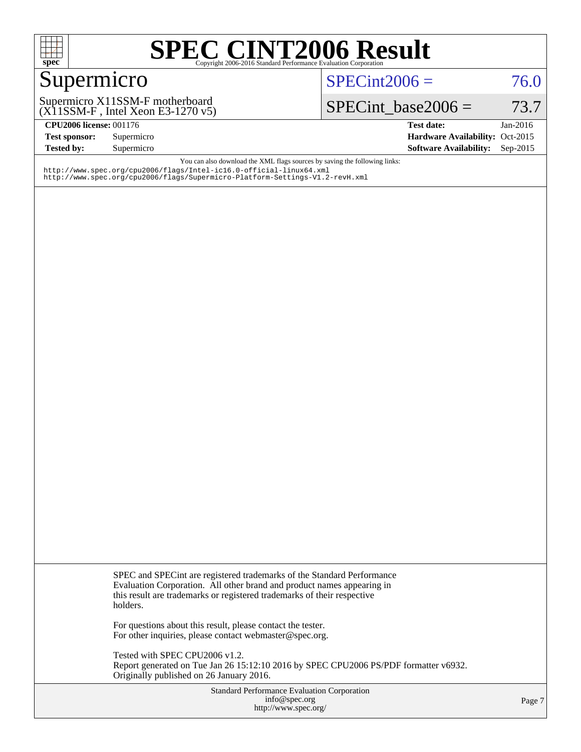# SPEC CINT2006 Result

Copyright 2006-2016 Standard Performance Evaluation Corporation

## Supermicro

Supermicro X11SSM-F motherboard
(X11SSM-F , Intel Xeon E3-1270 v5)

SPECint2006 = 76.0

SPECint_base2006 = 73.7

| | | | |
|---|---|---|---|
| **CPU2006 license:** | 001176 | **Test date:** | Jan-2016 |
| **Test sponsor:** | Supermicro | **Hardware Availability:** | Oct-2015 |
| **Tested by:** | Supermicro | **Software Availability:** | Sep-2015 |

You can also download the XML flags sources by saving the following links:

```
http://www.spec.org/cpu2006/flags/Intel-ic16.0-official-linux64.xml
http://www.spec.org/cpu2006/flags/Supermicro-Platform-Settings-V1.2-revH.xml
```

SPEC and SPECint are registered trademarks of the Standard Performance Evaluation Corporation. All other brand and product names appearing in this result are trademarks or registered trademarks of their respective holders.

For questions about this result, please contact the tester.
For other inquiries, please contact webmaster@spec.org.

Tested with SPEC CPU2006 v1.2.
Report generated on Tue Jan 26 15:12:10 2016 by SPEC CPU2006 PS/PDF formatter v6932.
Originally published on 26 January 2016.

Standard Performance Evaluation Corporation
info@spec.org
http://www.spec.org/